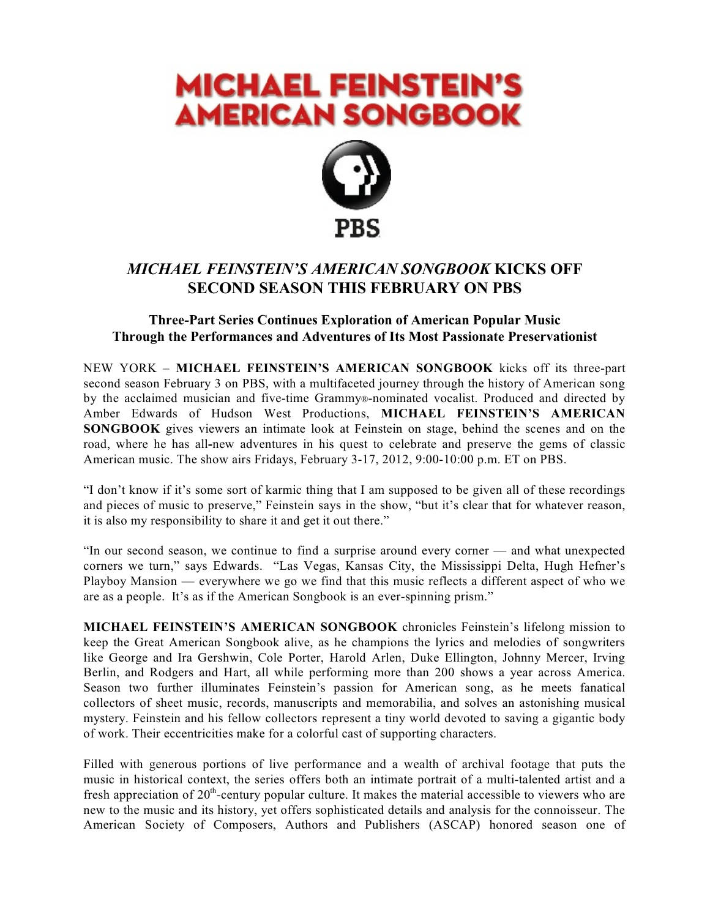# MICHAEL FEINSTEIN'S AMERICAN SONGBOOK

PBS

## *MICHAEL FEINSTEIN'S AMERICAN SONGBOOK* KICKS OFF SECOND SEASON THIS FEBRUARY ON PBS

### Three-Part Series Continues Exploration of American Popular Music Through the Performances and Adventures of Its Most Passionate Preservationist

NEW YORK – **MICHAEL FEINSTEIN'S AMERICAN SONGBOOK** kicks off its three-part second season February 3 on PBS, with a multifaceted journey through the history of American song by the acclaimed musician and five-time Grammy®-nominated vocalist. Produced and directed by Amber Edwards of Hudson West Productions, **MICHAEL FEINSTEIN'S AMERICAN SONGBOOK** gives viewers an intimate look at Feinstein on stage, behind the scenes and on the road, where he has all-new adventures in his quest to celebrate and preserve the gems of classic American music. The show airs Fridays, February 3-17, 2012, 9:00-10:00 p.m. ET on PBS.

"I don't know if it's some sort of karmic thing that I am supposed to be given all of these recordings and pieces of music to preserve," Feinstein says in the show, "but it's clear that for whatever reason, it is also my responsibility to share it and get it out there."

"In our second season, we continue to find a surprise around every corner — and what unexpected corners we turn," says Edwards. "Las Vegas, Kansas City, the Mississippi Delta, Hugh Hefner's Playboy Mansion — everywhere we go we find that this music reflects a different aspect of who we are as a people. It's as if the American Songbook is an ever-spinning prism."

**MICHAEL FEINSTEIN'S AMERICAN SONGBOOK** chronicles Feinstein's lifelong mission to keep the Great American Songbook alive, as he champions the lyrics and melodies of songwriters like George and Ira Gershwin, Cole Porter, Harold Arlen, Duke Ellington, Johnny Mercer, Irving Berlin, and Rodgers and Hart, all while performing more than 200 shows a year across America. Season two further illuminates Feinstein's passion for American song, as he meets fanatical collectors of sheet music, records, manuscripts and memorabilia, and solves an astonishing musical mystery. Feinstein and his fellow collectors represent a tiny world devoted to saving a gigantic body of work. Their eccentricities make for a colorful cast of supporting characters.

Filled with generous portions of live performance and a wealth of archival footage that puts the music in historical context, the series offers both an intimate portrait of a multi-talented artist and a fresh appreciation of 20th-century popular culture. It makes the material accessible to viewers who are new to the music and its history, yet offers sophisticated details and analysis for the connoisseur. The American Society of Composers, Authors and Publishers (ASCAP) honored season one of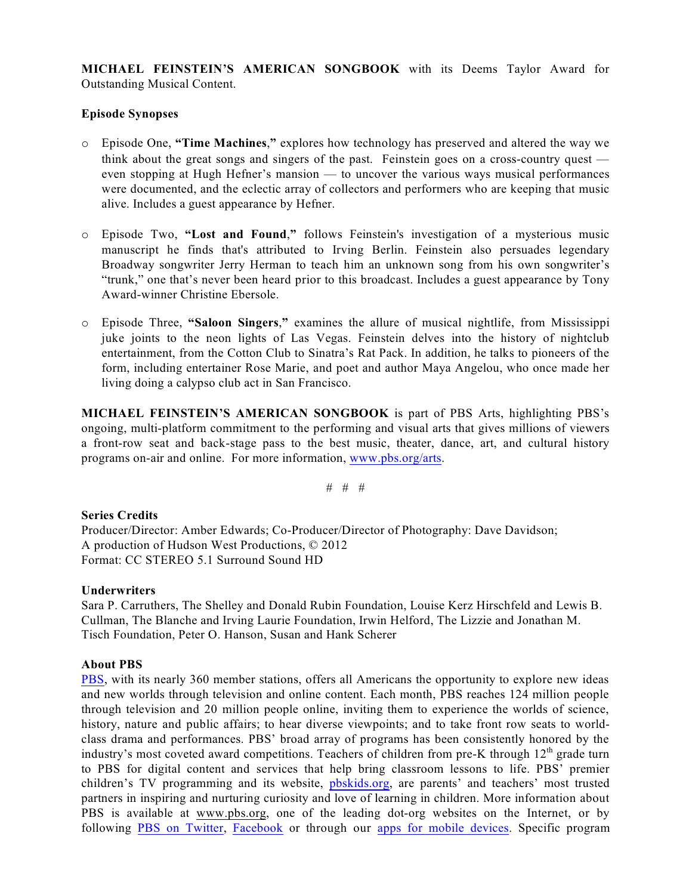**MICHAEL FEINSTEIN'S AMERICAN SONGBOOK** with its Deems Taylor Award for Outstanding Musical Content.

**Episode Synopses**

- Episode One, **"Time Machines,"** explores how technology has preserved and altered the way we think about the great songs and singers of the past. Feinstein goes on a cross-country quest — even stopping at Hugh Hefner's mansion — to uncover the various ways musical performances were documented, and the eclectic array of collectors and performers who are keeping that music alive. Includes a guest appearance by Hefner.

- Episode Two, **"Lost and Found,"** follows Feinstein's investigation of a mysterious music manuscript he finds that's attributed to Irving Berlin. Feinstein also persuades legendary Broadway songwriter Jerry Herman to teach him an unknown song from his own songwriter's "trunk," one that's never been heard prior to this broadcast. Includes a guest appearance by Tony Award-winner Christine Ebersole.

- Episode Three, **"Saloon Singers,"** examines the allure of musical nightlife, from Mississippi juke joints to the neon lights of Las Vegas. Feinstein delves into the history of nightclub entertainment, from the Cotton Club to Sinatra's Rat Pack. In addition, he talks to pioneers of the form, including entertainer Rose Marie, and poet and author Maya Angelou, who once made her living doing a calypso club act in San Francisco.

**MICHAEL FEINSTEIN'S AMERICAN SONGBOOK** is part of PBS Arts, highlighting PBS's ongoing, multi-platform commitment to the performing and visual arts that gives millions of viewers a front-row seat and back-stage pass to the best music, theater, dance, art, and cultural history programs on-air and online. For more information, www.pbs.org/arts.

# # #

**Series Credits**
Producer/Director: Amber Edwards; Co-Producer/Director of Photography: Dave Davidson;
A production of Hudson West Productions, © 2012
Format: CC STEREO 5.1 Surround Sound HD

**Underwriters**
Sara P. Carruthers, The Shelley and Donald Rubin Foundation, Louise Kerz Hirschfeld and Lewis B. Cullman, The Blanche and Irving Laurie Foundation, Irwin Helford, The Lizzie and Jonathan M. Tisch Foundation, Peter O. Hanson, Susan and Hank Scherer

**About PBS**
PBS, with its nearly 360 member stations, offers all Americans the opportunity to explore new ideas and new worlds through television and online content. Each month, PBS reaches 124 million people through television and 20 million people online, inviting them to experience the worlds of science, history, nature and public affairs; to hear diverse viewpoints; and to take front row seats to world-class drama and performances. PBS' broad array of programs has been consistently honored by the industry's most coveted award competitions. Teachers of children from pre-K through 12th grade turn to PBS for digital content and services that help bring classroom lessons to life. PBS' premier children's TV programming and its website, pbskids.org, are parents' and teachers' most trusted partners in inspiring and nurturing curiosity and love of learning in children. More information about PBS is available at www.pbs.org, one of the leading dot-org websites on the Internet, or by following PBS on Twitter, Facebook or through our apps for mobile devices. Specific program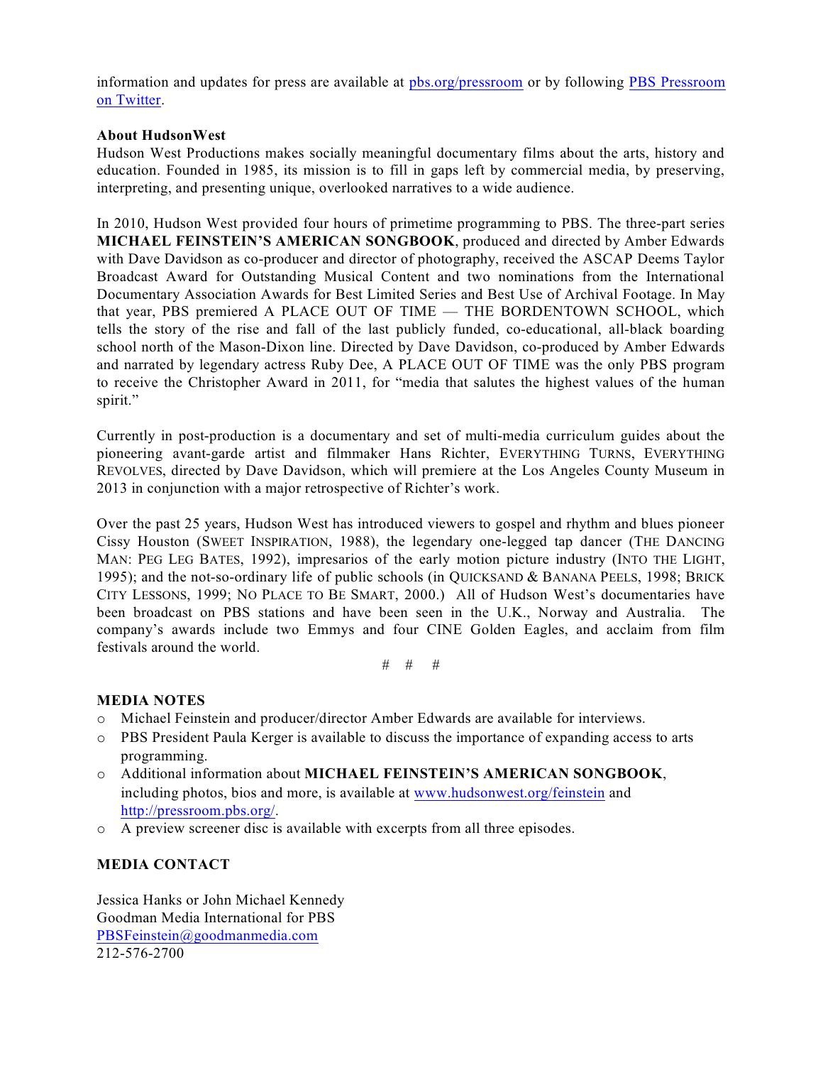information and updates for press are available at [pbs.org/pressroom](pbs.org/pressroom) or by following [PBS Pressroom on Twitter](PBS Pressroom on Twitter).

**About HudsonWest**

Hudson West Productions makes socially meaningful documentary films about the arts, history and education. Founded in 1985, its mission is to fill in gaps left by commercial media, by preserving, interpreting, and presenting unique, overlooked narratives to a wide audience.

In 2010, Hudson West provided four hours of primetime programming to PBS. The three-part series **MICHAEL FEINSTEIN'S AMERICAN SONGBOOK**, produced and directed by Amber Edwards with Dave Davidson as co-producer and director of photography, received the ASCAP Deems Taylor Broadcast Award for Outstanding Musical Content and two nominations from the International Documentary Association Awards for Best Limited Series and Best Use of Archival Footage. In May that year, PBS premiered A PLACE OUT OF TIME — THE BORDENTOWN SCHOOL, which tells the story of the rise and fall of the last publicly funded, co-educational, all-black boarding school north of the Mason-Dixon line. Directed by Dave Davidson, co-produced by Amber Edwards and narrated by legendary actress Ruby Dee, A PLACE OUT OF TIME was the only PBS program to receive the Christopher Award in 2011, for "media that salutes the highest values of the human spirit."

Currently in post-production is a documentary and set of multi-media curriculum guides about the pioneering avant-garde artist and filmmaker Hans Richter, EVERYTHING TURNS, EVERYTHING REVOLVES, directed by Dave Davidson, which will premiere at the Los Angeles County Museum in 2013 in conjunction with a major retrospective of Richter's work.

Over the past 25 years, Hudson West has introduced viewers to gospel and rhythm and blues pioneer Cissy Houston (SWEET INSPIRATION, 1988), the legendary one-legged tap dancer (THE DANCING MAN: PEG LEG BATES, 1992), impresarios of the early motion picture industry (INTO THE LIGHT, 1995); and the not-so-ordinary life of public schools (in QUICKSAND & BANANA PEELS, 1998; BRICK CITY LESSONS, 1999; NO PLACE TO BE SMART, 2000.) All of Hudson West's documentaries have been broadcast on PBS stations and have been seen in the U.K., Norway and Australia. The company's awards include two Emmys and four CINE Golden Eagles, and acclaim from film festivals around the world.

# # #

**MEDIA NOTES**

- Michael Feinstein and producer/director Amber Edwards are available for interviews.
- PBS President Paula Kerger is available to discuss the importance of expanding access to arts programming.
- Additional information about **MICHAEL FEINSTEIN'S AMERICAN SONGBOOK**, including photos, bios and more, is available at [www.hudsonwest.org/feinstein](www.hudsonwest.org/feinstein) and [http://pressroom.pbs.org/](http://pressroom.pbs.org/).
- A preview screener disc is available with excerpts from all three episodes.

**MEDIA CONTACT**

Jessica Hanks or John Michael Kennedy
Goodman Media International for PBS
[PBSFeinstein@goodmanmedia.com](mailto:PBSFeinstein@goodmanmedia.com)
212-576-2700